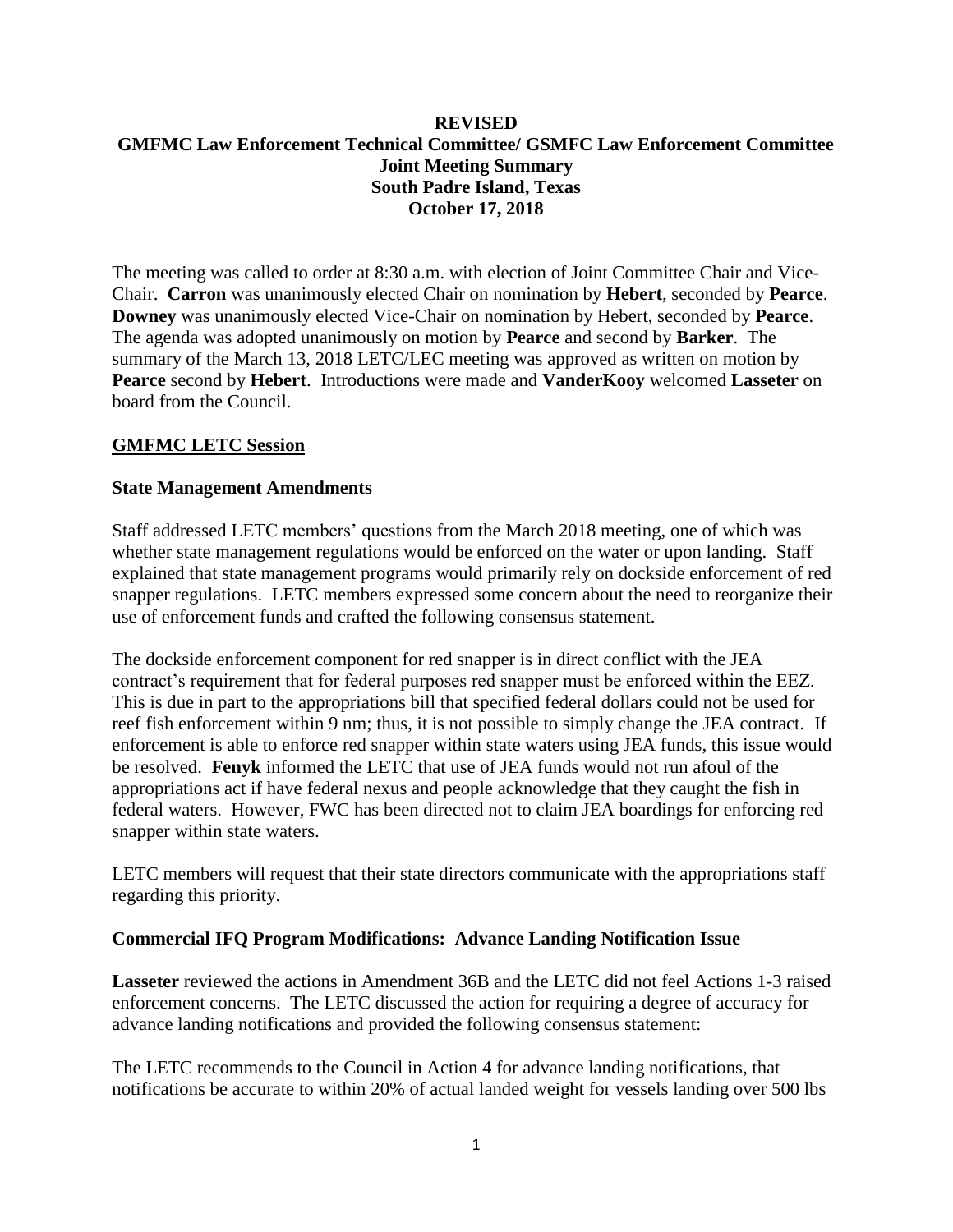**REVISED**

# GMFMC Law Enforcement Technical Committee/ GSMFC Law Enforcement Committee Joint Meeting Summary

**South Padre Island, Texas**

**October 17, 2018**

The meeting was called to order at 8:30 a.m. with election of Joint Committee Chair and Vice-Chair. **Carron** was unanimously elected Chair on nomination by **Hebert**, seconded by **Pearce**. **Downey** was unanimously elected Vice-Chair on nomination by Hebert, seconded by **Pearce**. The agenda was adopted unanimously on motion by **Pearce** and second by **Barker**. The summary of the March 13, 2018 LETC/LEC meeting was approved as written on motion by **Pearce** second by **Hebert**. Introductions were made and **VanderKooy** welcomed **Lasseter** on board from the Council.

## GMFMC LETC Session

### State Management Amendments

Staff addressed LETC members' questions from the March 2018 meeting, one of which was whether state management regulations would be enforced on the water or upon landing. Staff explained that state management programs would primarily rely on dockside enforcement of red snapper regulations. LETC members expressed some concern about the need to reorganize their use of enforcement funds and crafted the following consensus statement.

The dockside enforcement component for red snapper is in direct conflict with the JEA contract's requirement that for federal purposes red snapper must be enforced within the EEZ. This is due in part to the appropriations bill that specified federal dollars could not be used for reef fish enforcement within 9 nm; thus, it is not possible to simply change the JEA contract. If enforcement is able to enforce red snapper within state waters using JEA funds, this issue would be resolved. **Fenyk** informed the LETC that use of JEA funds would not run afoul of the appropriations act if have federal nexus and people acknowledge that they caught the fish in federal waters. However, FWC has been directed not to claim JEA boardings for enforcing red snapper within state waters.

LETC members will request that their state directors communicate with the appropriations staff regarding this priority.

### Commercial IFQ Program Modifications: Advance Landing Notification Issue

**Lasseter** reviewed the actions in Amendment 36B and the LETC did not feel Actions 1-3 raised enforcement concerns. The LETC discussed the action for requiring a degree of accuracy for advance landing notifications and provided the following consensus statement:

The LETC recommends to the Council in Action 4 for advance landing notifications, that notifications be accurate to within 20% of actual landed weight for vessels landing over 500 lbs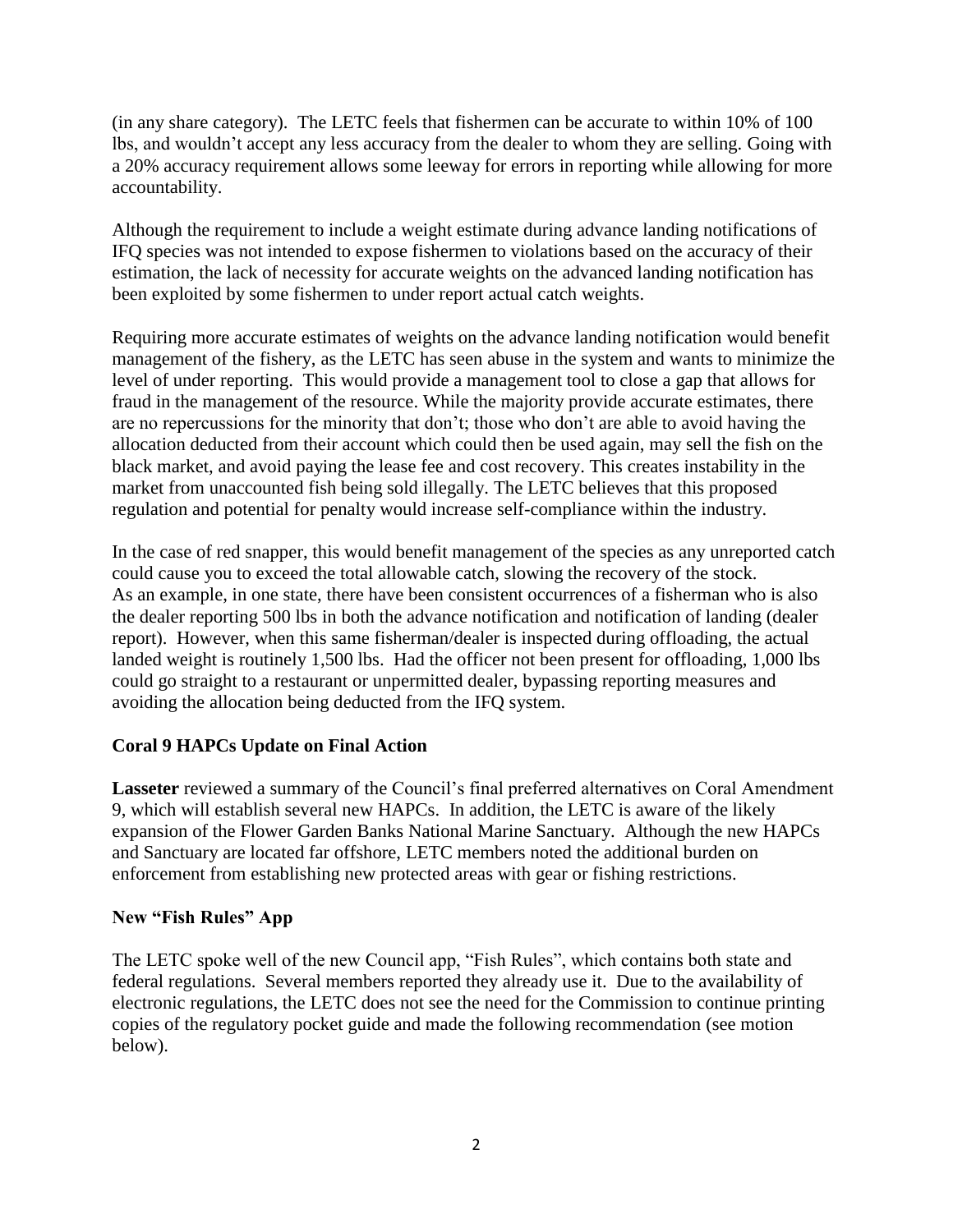(in any share category). The LETC feels that fishermen can be accurate to within 10% of 100 lbs, and wouldn't accept any less accuracy from the dealer to whom they are selling. Going with a 20% accuracy requirement allows some leeway for errors in reporting while allowing for more accountability.

Although the requirement to include a weight estimate during advance landing notifications of IFQ species was not intended to expose fishermen to violations based on the accuracy of their estimation, the lack of necessity for accurate weights on the advanced landing notification has been exploited by some fishermen to under report actual catch weights.

Requiring more accurate estimates of weights on the advance landing notification would benefit management of the fishery, as the LETC has seen abuse in the system and wants to minimize the level of under reporting. This would provide a management tool to close a gap that allows for fraud in the management of the resource. While the majority provide accurate estimates, there are no repercussions for the minority that don't; those who don't are able to avoid having the allocation deducted from their account which could then be used again, may sell the fish on the black market, and avoid paying the lease fee and cost recovery. This creates instability in the market from unaccounted fish being sold illegally. The LETC believes that this proposed regulation and potential for penalty would increase self-compliance within the industry.

In the case of red snapper, this would benefit management of the species as any unreported catch could cause you to exceed the total allowable catch, slowing the recovery of the stock. As an example, in one state, there have been consistent occurrences of a fisherman who is also the dealer reporting 500 lbs in both the advance notification and notification of landing (dealer report). However, when this same fisherman/dealer is inspected during offloading, the actual landed weight is routinely 1,500 lbs. Had the officer not been present for offloading, 1,000 lbs could go straight to a restaurant or unpermitted dealer, bypassing reporting measures and avoiding the allocation being deducted from the IFQ system.

### Coral 9 HAPCs Update on Final Action

**Lasseter** reviewed a summary of the Council's final preferred alternatives on Coral Amendment 9, which will establish several new HAPCs. In addition, the LETC is aware of the likely expansion of the Flower Garden Banks National Marine Sanctuary. Although the new HAPCs and Sanctuary are located far offshore, LETC members noted the additional burden on enforcement from establishing new protected areas with gear or fishing restrictions.

### New "Fish Rules" App

The LETC spoke well of the new Council app, "Fish Rules", which contains both state and federal regulations. Several members reported they already use it. Due to the availability of electronic regulations, the LETC does not see the need for the Commission to continue printing copies of the regulatory pocket guide and made the following recommendation (see motion below).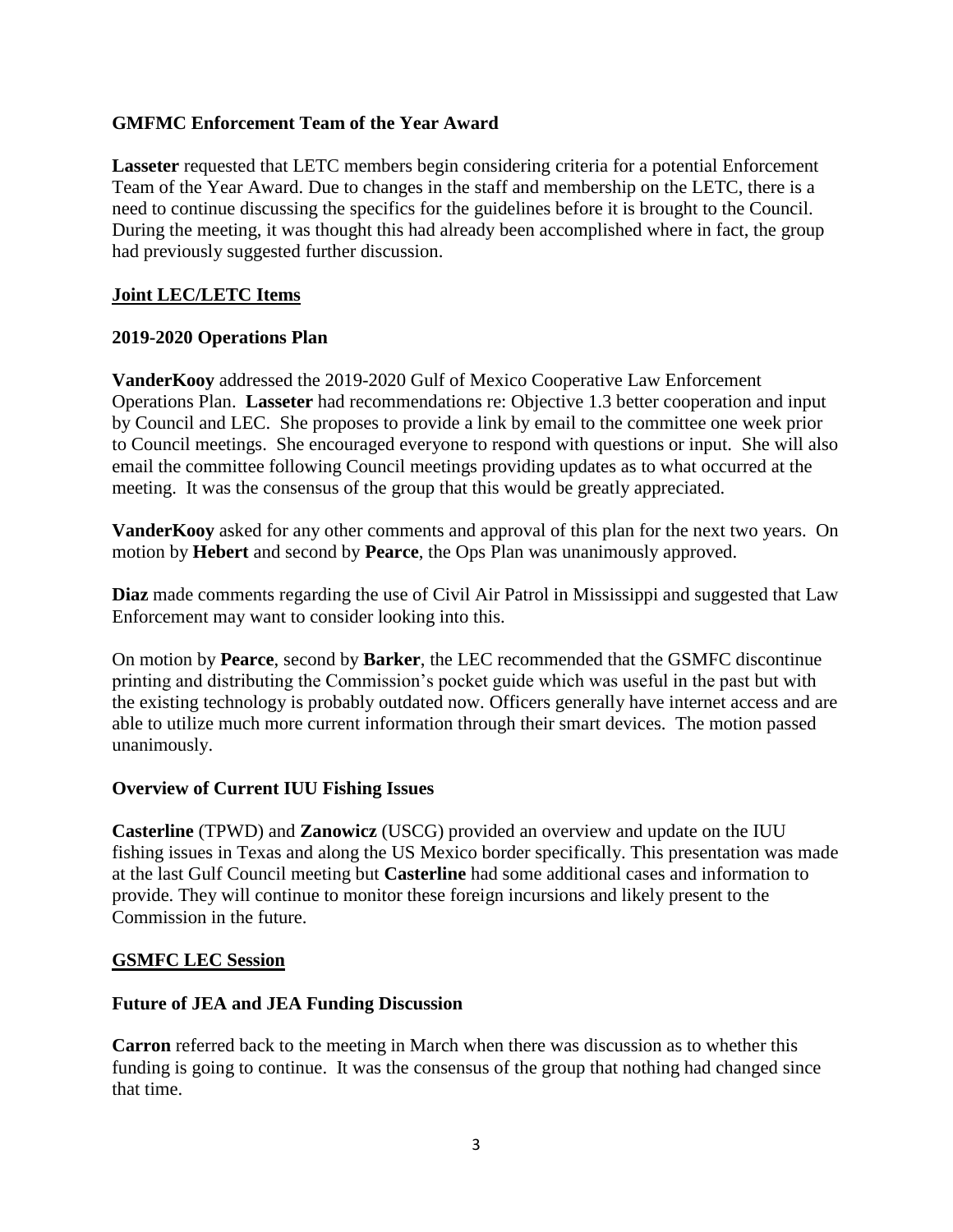### GMFMC Enforcement Team of the Year Award

**Lasseter** requested that LETC members begin considering criteria for a potential Enforcement Team of the Year Award. Due to changes in the staff and membership on the LETC, there is a need to continue discussing the specifics for the guidelines before it is brought to the Council. During the meeting, it was thought this had already been accomplished where in fact, the group had previously suggested further discussion.

## Joint LEC/LETC Items

### 2019-2020 Operations Plan

**VanderKooy** addressed the 2019-2020 Gulf of Mexico Cooperative Law Enforcement Operations Plan. **Lasseter** had recommendations re: Objective 1.3 better cooperation and input by Council and LEC. She proposes to provide a link by email to the committee one week prior to Council meetings. She encouraged everyone to respond with questions or input. She will also email the committee following Council meetings providing updates as to what occurred at the meeting. It was the consensus of the group that this would be greatly appreciated.

**VanderKooy** asked for any other comments and approval of this plan for the next two years. On motion by **Hebert** and second by **Pearce**, the Ops Plan was unanimously approved.

**Diaz** made comments regarding the use of Civil Air Patrol in Mississippi and suggested that Law Enforcement may want to consider looking into this.

On motion by **Pearce**, second by **Barker**, the LEC recommended that the GSMFC discontinue printing and distributing the Commission's pocket guide which was useful in the past but with the existing technology is probably outdated now. Officers generally have internet access and are able to utilize much more current information through their smart devices. The motion passed unanimously.

### Overview of Current IUU Fishing Issues

**Casterline** (TPWD) and **Zanowicz** (USCG) provided an overview and update on the IUU fishing issues in Texas and along the US Mexico border specifically. This presentation was made at the last Gulf Council meeting but **Casterline** had some additional cases and information to provide. They will continue to monitor these foreign incursions and likely present to the Commission in the future.

## GSMFC LEC Session

### Future of JEA and JEA Funding Discussion

**Carron** referred back to the meeting in March when there was discussion as to whether this funding is going to continue. It was the consensus of the group that nothing had changed since that time.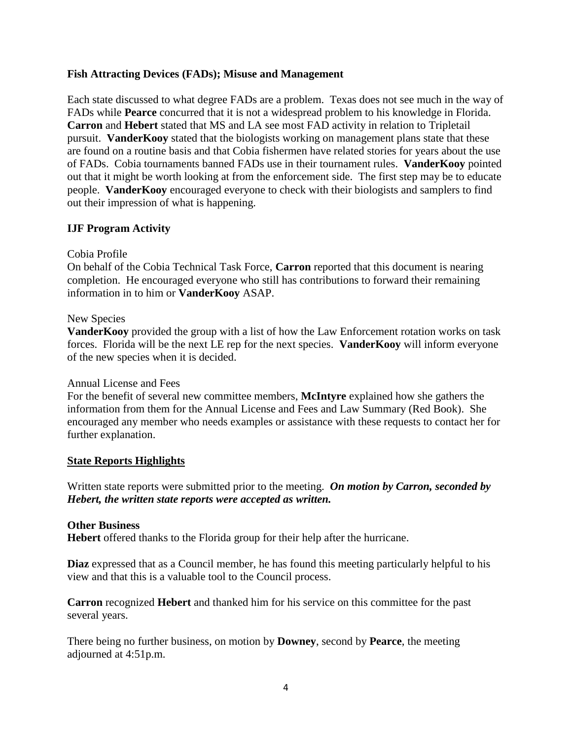**Fish Attracting Devices (FADs); Misuse and Management**

Each state discussed to what degree FADs are a problem. Texas does not see much in the way of FADs while **Pearce** concurred that it is not a widespread problem to his knowledge in Florida. **Carron** and **Hebert** stated that MS and LA see most FAD activity in relation to Tripletail pursuit. **VanderKooy** stated that the biologists working on management plans state that these are found on a routine basis and that Cobia fishermen have related stories for years about the use of FADs. Cobia tournaments banned FADs use in their tournament rules. **VanderKooy** pointed out that it might be worth looking at from the enforcement side. The first step may be to educate people. **VanderKooy** encouraged everyone to check with their biologists and samplers to find out their impression of what is happening.

**IJF Program Activity**

Cobia Profile
On behalf of the Cobia Technical Task Force, **Carron** reported that this document is nearing completion. He encouraged everyone who still has contributions to forward their remaining information in to him or **VanderKooy** ASAP.

New Species
**VanderKooy** provided the group with a list of how the Law Enforcement rotation works on task forces. Florida will be the next LE rep for the next species. **VanderKooy** will inform everyone of the new species when it is decided.

Annual License and Fees
For the benefit of several new committee members, **McIntyre** explained how she gathers the information from them for the Annual License and Fees and Law Summary (Red Book). She encouraged any member who needs examples or assistance with these requests to contact her for further explanation.

**State Reports Highlights**

Written state reports were submitted prior to the meeting. ***On motion by Carron, seconded by Hebert, the written state reports were accepted as written.***

**Other Business**
**Hebert** offered thanks to the Florida group for their help after the hurricane.

**Diaz** expressed that as a Council member, he has found this meeting particularly helpful to his view and that this is a valuable tool to the Council process.

**Carron** recognized **Hebert** and thanked him for his service on this committee for the past several years.

There being no further business, on motion by **Downey**, second by **Pearce**, the meeting adjourned at 4:51p.m.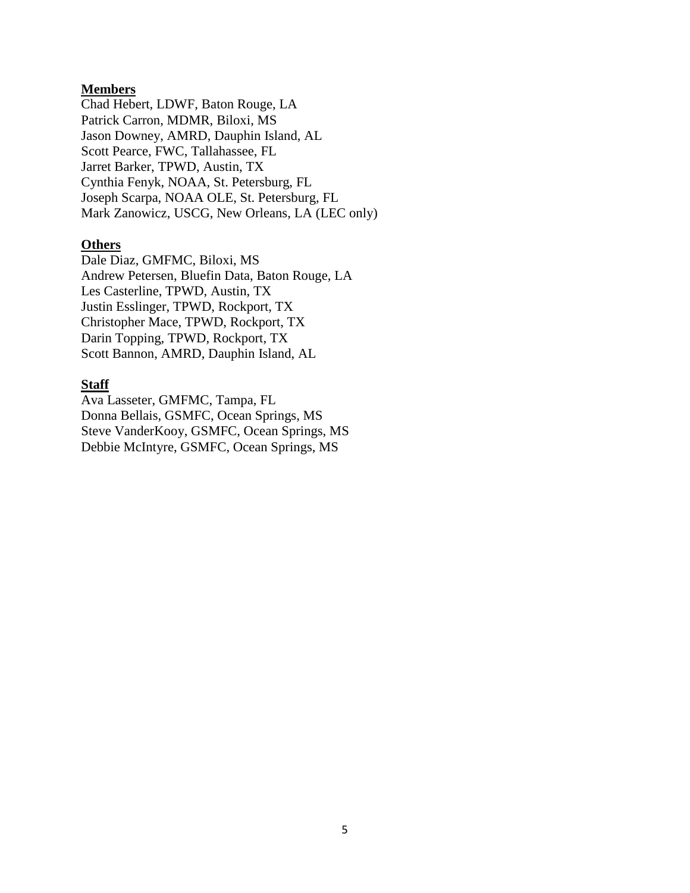**Members**

Chad Hebert, LDWF, Baton Rouge, LA
Patrick Carron, MDMR, Biloxi, MS
Jason Downey, AMRD, Dauphin Island, AL
Scott Pearce, FWC, Tallahassee, FL
Jarret Barker, TPWD, Austin, TX
Cynthia Fenyk, NOAA, St. Petersburg, FL
Joseph Scarpa, NOAA OLE, St. Petersburg, FL
Mark Zanowicz, USCG, New Orleans, LA (LEC only)

**Others**

Dale Diaz, GMFMC, Biloxi, MS
Andrew Petersen, Bluefin Data, Baton Rouge, LA
Les Casterline, TPWD, Austin, TX
Justin Esslinger, TPWD, Rockport, TX
Christopher Mace, TPWD, Rockport, TX
Darin Topping, TPWD, Rockport, TX
Scott Bannon, AMRD, Dauphin Island, AL

**Staff**

Ava Lasseter, GMFMC, Tampa, FL
Donna Bellais, GSMFC, Ocean Springs, MS
Steve VanderKooy, GSMFC, Ocean Springs, MS
Debbie McIntyre, GSMFC, Ocean Springs, MS